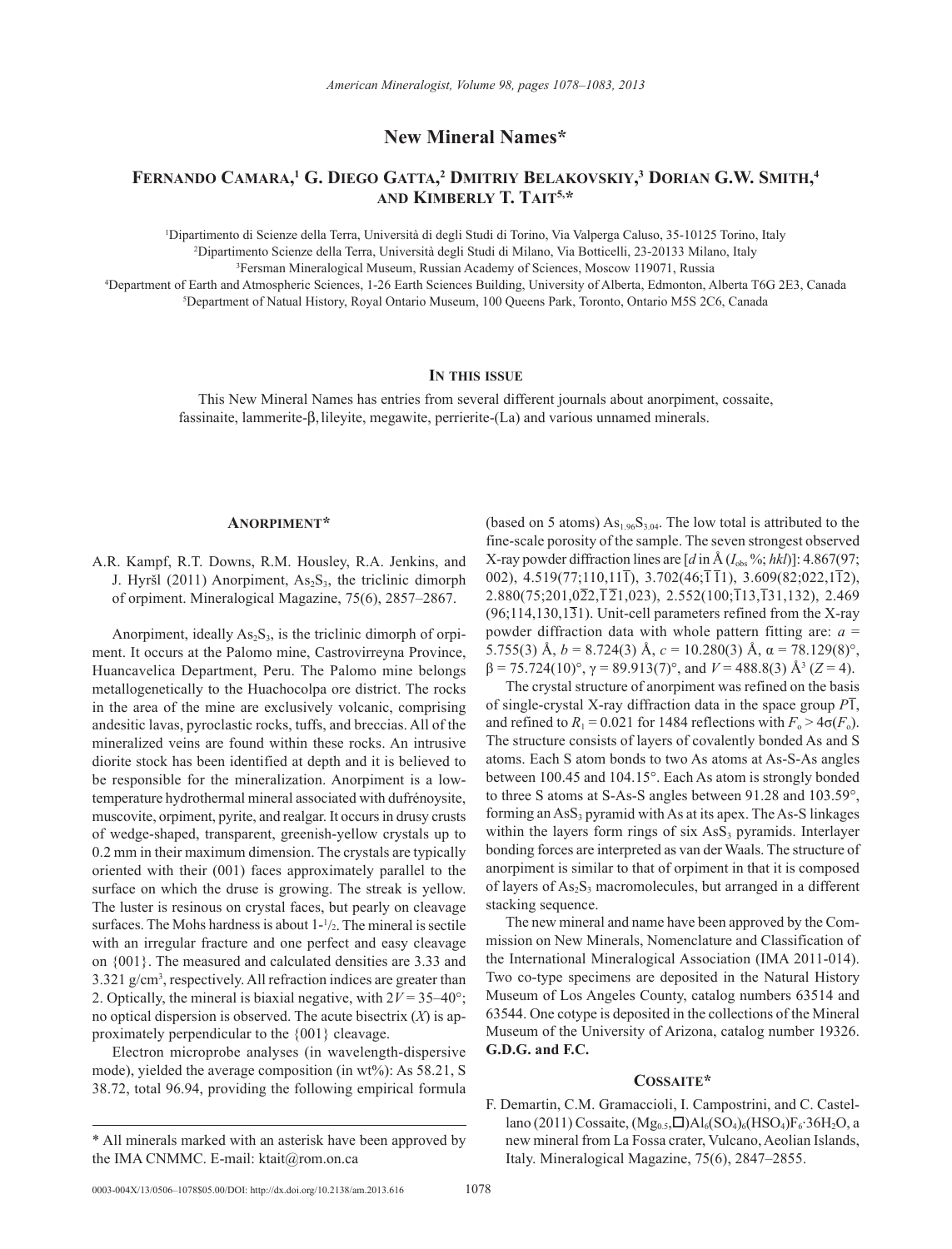# New Mineral Names*

**Fernando Camara,[1] G. Diego Gatta,[2] Dmitriy Belakovskiy,[3] Dorian G.W. Smith,[4] and Kimberly T. Tait[5,*]**

[1]Dipartimento di Scienze della Terra, Università di degli Studi di Torino, Via Valperga Caluso, 35-10125 Torino, Italy
[2]Dipartimento Scienze della Terra, Università degli Studi di Milano, Via Botticelli, 23-20133 Milano, Italy
[3]Fersman Mineralogical Museum, Russian Academy of Sciences, Moscow 119071, Russia
[4]Department of Earth and Atmospheric Sciences, 1-26 Earth Sciences Building, University of Alberta, Edmonton, Alberta T6G 2E3, Canada
[5]Department of Natual History, Royal Ontario Museum, 100 Queens Park, Toronto, Ontario M5S 2C6, Canada

## In this issue

This New Mineral Names has entries from several different journals about anorpiment, cossaite, fassinaite, lammerite-β, lileyite, megawite, perrierite-(La) and various unnamed minerals.

## Anorpiment*

A.R. Kampf, R.T. Downs, R.M. Housley, R.A. Jenkins, and J. Hyršl (2011) Anorpiment, $As_2S_3$, the triclinic dimorph of orpiment. Mineralogical Magazine, 75(6), 2857–2867.

Anorpiment, ideally $As_2S_3$, is the triclinic dimorph of orpiment. It occurs at the Palomo mine, Castrovirreyna Province, Huancavelica Department, Peru. The Palomo mine belongs metallogenetically to the Huachocolpa ore district. The rocks in the area of the mine are exclusively volcanic, comprising andesitic lavas, pyroclastic rocks, tuffs, and breccias. All of the mineralized veins are found within these rocks. An intrusive diorite stock has been identified at depth and it is believed to be responsible for the mineralization. Anorpiment is a low-temperature hydrothermal mineral associated with dufrénoysite, muscovite, orpiment, pyrite, and realgar. It occurs in drusy crusts of wedge-shaped, transparent, greenish-yellow crystals up to 0.2 mm in their maximum dimension. The crystals are typically oriented with their (001) faces approximately parallel to the surface on which the druse is growing. The streak is yellow. The luster is resinous on crystal faces, but pearly on cleavage surfaces. The Mohs hardness is about 1-½. The mineral is sectile with an irregular fracture and one perfect and easy cleavage on {001}. The measured and calculated densities are 3.33 and 3.321 g/cm$^3$, respectively. All refraction indices are greater than 2. Optically, the mineral is biaxial negative, with $2V = 35–40°$; no optical dispersion is observed. The acute bisectrix ($X$) is approximately perpendicular to the {001} cleavage.

Electron microprobe analyses (in wavelength-dispersive mode), yielded the average composition (in wt%): As 58.21, S 38.72, total 96.94, providing the following empirical formula (based on 5 atoms) $As_{1.96}S_{3.04}$. The low total is attributed to the fine-scale porosity of the sample. The seven strongest observed X-ray powder diffraction lines are [$d$ in Å ($I_{obs}$ %; $hkl$)]: 4.867(97; 002), 4.519(77;110,11$\overline{1}$), 3.702(46;$\overline{1}\,\overline{1}$1), 3.609(82;022,1$\overline{1}$2), 2.880(75;201,0$\overline{2}$2,$\overline{1}\,\overline{2}$1,023), 2.552(100;$\overline{1}$13,$\overline{1}$31,132), 2.469 (96;114,130,1$\overline{3}$1). Unit-cell parameters refined from the X-ray powder diffraction data with whole pattern fitting are: $a$ = 5.755(3) Å, $b$ = 8.724(3) Å, $c$ = 10.280(3) Å, $\alpha$ = 78.129(8)°, $\beta$ = 75.724(10)°, $\gamma$ = 89.913(7)°, and $V$ = 488.8(3) Å$^3$ ($Z$ = 4).

The crystal structure of anorpiment was refined on the basis of single-crystal X-ray diffraction data in the space group $P\overline{1}$, and refined to $R_1$ = 0.021 for 1484 reflections with $F_o > 4\sigma(F_o)$. The structure consists of layers of covalently bonded As and S atoms. Each S atom bonds to two As atoms at As-S-As angles between 100.45 and 104.15°. Each As atom is strongly bonded to three S atoms at S-As-S angles between 91.28 and 103.59°, forming an $AsS_3$ pyramid with As at its apex. The As-S linkages within the layers form rings of six $AsS_3$ pyramids. Interlayer bonding forces are interpreted as van der Waals. The structure of anorpiment is similar to that of orpiment in that it is composed of layers of $As_2S_3$ macromolecules, but arranged in a different stacking sequence.

The new mineral and name have been approved by the Commission on New Minerals, Nomenclature and Classification of the International Mineralogical Association (IMA 2011-014). Two co-type specimens are deposited in the Natural History Museum of Los Angeles County, catalog numbers 63514 and 63544. One cotype is deposited in the collections of the Mineral Museum of the University of Arizona, catalog number 19326. **G.D.G. and F.C.**

## Cossaite*

F. Demartin, C.M. Gramaccioli, I. Campostrini, and C. Castellano (2011) Cossaite, $(Mg_{0.5},\square)Al_6(SO_4)_6(HSO_4)F_6{\cdot}36H_2O$, a new mineral from La Fossa crater, Vulcano, Aeolian Islands, Italy. Mineralogical Magazine, 75(6), 2847–2855.

\* All minerals marked with an asterisk have been approved by the IMA CNMMC. E-mail: ktait@rom.on.ca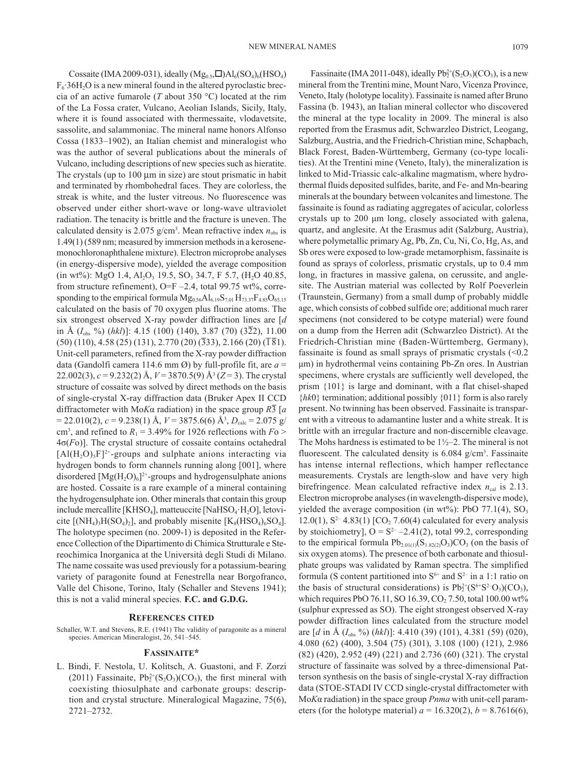Cossaite (IMA 2009-031), ideally $(Mg_{0.5},\square)Al_6(SO_4)_6(HSO_4)F_6\cdot36H_2O$ is a new mineral found in the altered pyroclastic breccia of an active fumarole ($T$ about 350 °C) located at the rim of the La Fossa crater, Vulcano, Aeolian Islands, Sicily, Italy, where it is found associated with thermessaite, vlodavetsite, sassolite, and salammoniac. The mineral name honors Alfonso Cossa (1833–1902), an Italian chemist and mineralogist who was the author of several publications about the minerals of Vulcano, including descriptions of new species such as hieratite. The crystals (up to 100 μm in size) are stout prismatic in habit and terminated by rhombohedral faces. They are colorless, the streak is white, and the luster vitreous. No fluorescence was observed under either short-wave or long-wave ultraviolet radiation. The tenacity is brittle and the fracture is uneven. The calculated density is 2.075 g/cm$^3$. Mean refractive index $n_{obs}$ is 1.49(1) (589 nm; measured by immersion methods in a kerosene-monochloronaphthalene mixture). Electron microprobe analyses (in energy-dispersive mode), yielded the average composition (in wt%): MgO 1.4, $Al_2O_3$ 19.5, $SO_3$ 34.7, F 5.7, ($H_2O$ 40.85, from structure refinement), O=F –2.4, total 99.75 wt%, corresponding to the empirical formula $Mg_{0.56}Al_{6.19}S_{7.01}H_{73.37}F_{4.85}O_{65.15}$ calculated on the basis of 70 oxygen plus fluorine atoms. The six strongest observed X-ray powder diffraction lines are [$d$ in Å ($I_{obs}$ %) ($hkl$)]: 4.15 (100) (140), 3.87 (70) ($3\bar{2}2$), 11.00 (50) (110), 4.58 (25) (131), 2.770 (20) ($\bar{3}33$), 2.166 (20) ($\bar{1}\bar{8}1$). Unit-cell parameters, refined from the X-ray powder diffraction data (Gandolfi camera 114.6 mm Ø) by full-profile fit, are $a$ = 22.002(3), $c$ = 9.232(2) Å, $V$ = 3870.5(9) Å$^3$ ($Z$ = 3). The crystal structure of cossaite was solved by direct methods on the basis of single-crystal X-ray diffraction data (Bruker Apex II CCD diffractometer with Mo$K\alpha$ radiation) in the space group $R\bar{3}$ [$a$ = 22.010(2), $c$ = 9.238(1) Å, $V$ = 3875.6(6) Å$^3$, $D_{calc}$ = 2.075 g/cm$^3$, and refined to $R_1$ = 3.49% for 1926 reflections with $Fo > 4\sigma(Fo)$]. The crystal structure of cossaite contains octahedral $[Al(H_2O)_5F]^{2+}$-groups and sulphate anions interacting via hydrogen bonds to form channels running along [001], where disordered $[Mg(H_2O)_6]^{2+}$-groups and hydrogensulphate anions are hosted. Cossaite is a rare example of a mineral containing the hydrogensulphate ion. Other minerals that contain this group include mercallite [$KHSO_4$], matteuccite [$NaHSO_4\cdot H_2O$], letovicite [$(NH_4)_3H(SO_4)_2$], and probably misenite [$K_8(HSO_4)_6SO_4$]. The holotype specimen (no. 2009-1) is deposited in the Reference Collection of the Dipartimento di Chimica Strutturale e Stereochimica Inorganica at the Università degli Studi di Milano. The name cossaite was used previously for a potassium-bearing variety of paragonite found at Fenestrella near Borgofranco, Valle del Chisone, Torino, Italy (Schaller and Stevens 1941); this is not a valid mineral species. **F.C. and G.D.G.**

### References cited

Schaller, W.T. and Stevens, R.E. (1941) The validity of paragonite as a mineral species. American Mineralogist, 26, 541–545.

## Fassinaite*

L. Bindi, F. Nestola, U. Kolitsch, A. Guastoni, and F. Zorzi (2011) Fassinaite, $Pb_2^{2+}(S_2O_3)(CO_3)$, the first mineral with coexisting thiosulphate and carbonate groups: description and crystal structure. Mineralogical Magazine, 75(6), 2721–2732.

Fassinaite (IMA 2011-048), ideally $Pb_2^{2+}(S_2O_3)(CO_3)$, is a new mineral from the Trentini mine, Mount Naro, Vicenza Province, Veneto, Italy (holotype locality). Fassinaite is named after Bruno Fassina (b. 1943), an Italian mineral collector who discovered the mineral at the type locality in 2009. The mineral is also reported from the Erasmus adit, Schwarzleo District, Leogang, Salzburg, Austria, and the Friedrich-Christian mine, Schapbach, Black Forest, Baden-Württemberg, Germany (co-type localities). At the Trentini mine (Veneto, Italy), the mineralization is linked to Mid-Triassic calc-alkaline magmatism, where hydrothermal fluids deposited sulfides, barite, and Fe- and Mn-bearing minerals at the boundary between volcanites and limestone. The fassinaite is found as radiating aggregates of acicular, colorless crystals up to 200 μm long, closely associated with galena, quartz, and anglesite. At the Erasmus adit (Salzburg, Austria), where polymetallic primary Ag, Pb, Zn, Cu, Ni, Co, Hg, As, and Sb ores were exposed to low-grade metamorphism, fassinaite is found as sprays of colorless, prismatic crystals, up to 0.4 mm long, in fractures in massive galena, on cerussite, and anglesite. The Austrian material was collected by Rolf Poeverlein (Traunstein, Germany) from a small dump of probably middle age, which consists of cobbed sulfide ore; additional much rarer specimens (not considered to be cotype material) were found on a dump from the Herren adit (Schwarzleo District). At the Friedrich-Christian mine (Baden-Württemberg, Germany), fassinaite is found as small sprays of prismatic crystals (<0.2 μm) in hydrothermal veins containing Pb-Zn ores. In Austrian specimens, where crystals are sufficiently well developed, the prism {101} is large and dominant, with a flat chisel-shaped {$hk$0} termination; additional possibly {011} form is also rarely present. No twinning has been observed. Fassinaite is transparent with a vitreous to adamantine luster and a white streak. It is brittle with an irregular fracture and non-discernible cleavage. The Mohs hardness is estimated to be 1½–2. The mineral is not fluorescent. The calculated density is 6.084 g/cm$^3$. Fassinaite has intense internal reflections, which hamper reflectance measurements. Crystals are length-slow and have very high birefringence. Mean calculated refractive index $n_{cal}$ is 2.13. Electron microprobe analyses (in wavelength-dispersive mode), yielded the average composition (in wt%): PbO 77.1(4), $SO_3$ 12.0(1), $S^{2-}$ 4.83(1) [$CO_2$ 7.60(4) calculated for every analysis by stoichiometry], O = $S^{2-}$ –2.41(2), total 99.2, corresponding to the empirical formula $Pb_{2.01(1)}(S_{1.82(2)}O_3)CO_3$ (on the basis of six oxygen atoms). The presence of both carbonate and thiosulphate groups was validated by Raman spectra. The simplified formula (S content partitioned into $S^{6+}$ and $S^{2-}$ in a 1:1 ratio on the basis of structural considerations) is $Pb_2^{2+}(S^{6+}S^{2-}O_3)(CO_3)$, which requires PbO 76.11, SO 16.39, $CO_2$ 7.50, total 100.00 wt% (sulphur expressed as SO). The eight strongest observed X-ray powder diffraction lines calculated from the structure model are [$d$ in Å ($I_{obs}$ %) ($hkl$)]: 4.410 (39) (101), 4.381 (59) (020), 4.080 (62) (400), 3.504 (75) (301), 3.108 (100) (121), 2.986 (82) (420), 2.952 (49) (221) and 2.736 (60) (321). The crystal structure of fassinaite was solved by a three-dimensional Patterson synthesis on the basis of single-crystal X-ray diffraction data (STOE-STADI IV CCD single-crystal diffractometer with Mo$K\alpha$ radiation) in the space group $Pnma$ with unit-cell parameters (for the holotype material) $a$ = 16.320(2), $b$ = 8.7616(6),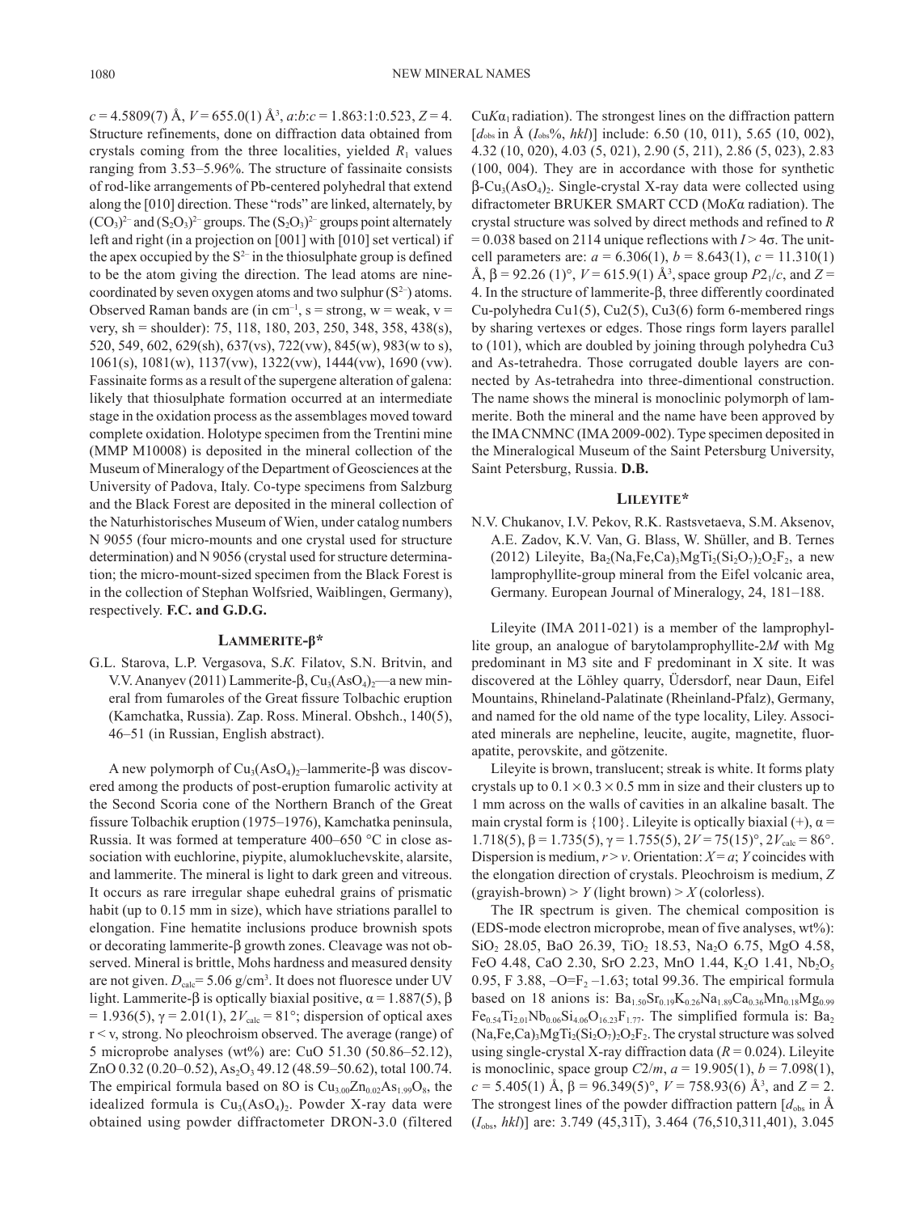$c$ = 4.5809(7) Å, $V$ = 655.0(1) Å$^3$, $a$:$b$:$c$ = 1.863:1:0.523, $Z$ = 4. Structure refinements, done on diffraction data obtained from crystals coming from the three localities, yielded $R_1$ values ranging from 3.53–5.96%. The structure of fassinaite consists of rod-like arrangements of Pb-centered polyhedral that extend along the [010] direction. These "rods" are linked, alternately, by $(CO_3)^{2-}$ and $(S_2O_3)^{2-}$ groups. The $(S_2O_3)^{2-}$ groups point alternately left and right (in a projection on [001] with [010] set vertical) if the apex occupied by the $S^{2-}$ in the thiosulphate group is defined to be the atom giving the direction. The lead atoms are nine-coordinated by seven oxygen atoms and two sulphur ($S^{2-}$) atoms. Observed Raman bands are (in cm$^{-1}$, s = strong, w = weak, v = very, sh = shoulder): 75, 118, 180, 203, 250, 348, 358, 438(s), 520, 549, 602, 629(sh), 637(vs), 722(vw), 845(w), 983(w to s), 1061(s), 1081(w), 1137(vw), 1322(vw), 1444(vw), 1690 (vw). Fassinaite forms as a result of the supergene alteration of galena: likely that thiosulphate formation occurred at an intermediate stage in the oxidation process as the assemblages moved toward complete oxidation. Holotype specimen from the Trentini mine (MMP M10008) is deposited in the mineral collection of the Museum of Mineralogy of the Department of Geosciences at the University of Padova, Italy. Co-type specimens from Salzburg and the Black Forest are deposited in the mineral collection of the Naturhistorisches Museum of Wien, under catalog numbers N 9055 (four micro-mounts and one crystal used for structure determination) and N 9056 (crystal used for structure determination; the micro-mount-sized specimen from the Black Forest is in the collection of Stephan Wolfsried, Waiblingen, Germany), respectively. **F.C. and G.D.G.**

## Lammerite-β*

G.L. Starova, L.P. Vergasova, S.K. Filatov, S.N. Britvin, and V.V. Ananyev (2011) Lammerite-β, $Cu_3(AsO_4)_2$—a new mineral from fumaroles of the Great fissure Tolbachic eruption (Kamchatka, Russia). Zap. Ross. Mineral. Obshch., 140(5), 46–51 (in Russian, English abstract).

A new polymorph of $Cu_3(AsO_4)_2$–lammerite-β was discovered among the products of post-eruption fumarolic activity at the Second Scoria cone of the Northern Branch of the Great fissure Tolbachik eruption (1975–1976), Kamchatka peninsula, Russia. It was formed at temperature 400–650 °C in close association with euchlorine, piypite, alumokluchevskite, alarsite, and lammerite. The mineral is light to dark green and vitreous. It occurs as rare irregular shape euhedral grains of prismatic habit (up to 0.15 mm in size), which have striations parallel to elongation. Fine hematite inclusions produce brownish spots or decorating lammerite-β growth zones. Cleavage was not observed. Mineral is brittle, Mohs hardness and measured density are not given. $D_{calc}$= 5.06 g/cm$^3$. It does not fluoresce under UV light. Lammerite-β is optically biaxial positive, α = 1.887(5), β = 1.936(5), γ = 2.01(1), $2V_{calc}$ = 81°; dispersion of optical axes r < v, strong. No pleochroism observed. The average (range) of 5 microprobe analyses (wt%) are: CuO 51.30 (50.86–52.12), ZnO 0.32 (0.20–0.52), $As_2O_3$ 49.12 (48.59–50.62), total 100.74. The empirical formula based on 8O is $Cu_{3.00}Zn_{0.02}As_{1.99}O_8$, the idealized formula is $Cu_3(AsO_4)_2$. Powder X-ray data were obtained using powder diffractometer DRON-3.0 (filtered $CuK\alpha_1$ radiation). The strongest lines on the diffraction pattern [$d_{obs}$ in Å ($I_{obs}$%, $hkl$)] include: 6.50 (10, 011), 5.65 (10, 002), 4.32 (10, 020), 4.03 (5, 021), 2.90 (5, 211), 2.86 (5, 023), 2.83 (100, 004). They are in accordance with those for synthetic β-$Cu_3(AsO_4)_2$. Single-crystal X-ray data were collected using difractometer BRUKER SMART CCD ($MoK\alpha$ radiation). The crystal structure was solved by direct methods and refined to $R$ = 0.038 based on 2114 unique reflections with $I > 4\sigma$. The unit-cell parameters are: $a$ = 6.306(1), $b$ = 8.643(1), $c$ = 11.310(1) Å, β = 92.26 (1)°, $V$ = 615.9(1) Å$^3$, space group $P2_1/c$, and $Z$ = 4. In the structure of lammerite-β, three differently coordinated Cu-polyhedra Cu1(5), Cu2(5), Cu3(6) form 6-membered rings by sharing vertexes or edges. Those rings form layers parallel to (101), which are doubled by joining through polyhedra Cu3 and As-tetrahedra. Those corrugated double layers are connected by As-tetrahedra into three-dimentional construction. The name shows the mineral is monoclinic polymorph of lammerite. Both the mineral and the name have been approved by the IMA CNMNC (IMA 2009-002). Type specimen deposited in the Mineralogical Museum of the Saint Petersburg University, Saint Petersburg, Russia. **D.B.**

## Lileyite*

N.V. Chukanov, I.V. Pekov, R.K. Rastsvetaeva, S.M. Aksenov, A.E. Zadov, K.V. Van, G. Blass, W. Shüller, and B. Ternes (2012) Lileyite, $Ba_2(Na,Fe,Ca)_3MgTi_2(Si_2O_7)_2O_2F_2$, a new lamprophyllite-group mineral from the Eifel volcanic area, Germany. European Journal of Mineralogy, 24, 181–188.

Lileyite (IMA 2011-021) is a member of the lamprophyllite group, an analogue of barytolamprophyllite-2$M$ with Mg predominant in M3 site and F predominant in X site. It was discovered at the Löhley quarry, Üdersdorf, near Daun, Eifel Mountains, Rhineland-Palatinate (Rheinland-Pfalz), Germany, and named for the old name of the type locality, Liley. Associated minerals are nepheline, leucite, augite, magnetite, fluorapatite, perovskite, and götzenite.

Lileyite is brown, translucent; streak is white. It forms platy crystals up to 0.1 × 0.3 × 0.5 mm in size and their clusters up to 1 mm across on the walls of cavities in an alkaline basalt. The main crystal form is {100}. Lileyite is optically biaxial (+), α = 1.718(5), β = 1.735(5), γ = 1.755(5), $2V$ = 75(15)°, $2V_{calc}$ = 86°. Dispersion is medium, $r > v$. Orientation: $X = a$; $Y$ coincides with the elongation direction of crystals. Pleochroism is medium, $Z$ (grayish-brown) > $Y$ (light brown) > $X$ (colorless).

The IR spectrum is given. The chemical composition is (EDS-mode electron microprobe, mean of five analyses, wt%): $SiO_2$ 28.05, BaO 26.39, $TiO_2$ 18.53, $Na_2O$ 6.75, MgO 4.58, FeO 4.48, CaO 2.30, SrO 2.23, MnO 1.44, $K_2O$ 1.41, $Nb_2O_5$ 0.95, F 3.88, $-O=F_2$ –1.63; total 99.36. The empirical formula based on 18 anions is: $Ba_{1.50}Sr_{0.19}K_{0.26}Na_{1.89}Ca_{0.36}Mn_{0.18}Mg_{0.99}Fe_{0.54}Ti_{2.01}Nb_{0.06}Si_{4.06}O_{16.23}F_{1.77}$. The simplified formula is: $Ba_2(Na,Fe,Ca)_3MgTi_2(Si_2O_7)_2O_2F_2$. The crystal structure was solved using single-crystal X-ray diffraction data ($R$ = 0.024). Lileyite is monoclinic, space group $C2/m$, $a$ = 19.905(1), $b$ = 7.098(1), $c$ = 5.405(1) Å, β = 96.349(5)°, $V$ = 758.93(6) Å$^3$, and $Z$ = 2. The strongest lines of the powder diffraction pattern [$d_{obs}$ in Å ($I_{obs}$, $hkl$)] are: 3.749 (45,31$\overline{1}$), 3.464 (76,510,311,401), 3.045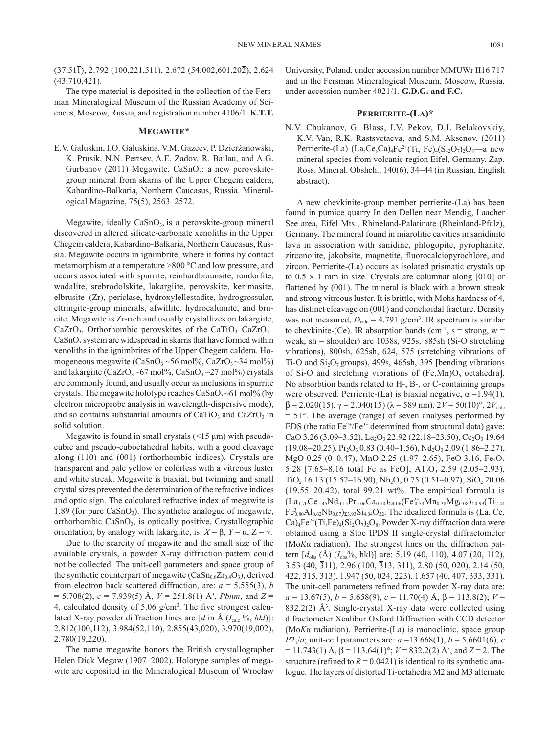(37,51$\overline{1}$), 2.792 (100,221,511), 2.672 (54,002,601,20$\overline{2}$), 2.624 (43,710,42$\overline{1}$).

The type material is deposited in the collection of the Fersman Mineralogical Museum of the Russian Academy of Sciences, Moscow, Russia, and registration number 4106/1. **K.T.T.**

## MEGAWITE*

E.V. Galuskin, I.O. Galuskina, V.M. Gazeev, P. Dzierżanowski, K. Prusik, N.N. Pertsev, A.E. Zadov, R. Bailau, and A.G. Gurbanov (2011) Megawite, $CaSnO_3$: a new perovskite-group mineral from skarns of the Upper Chegem caldera, Kabardino-Balkaria, Northern Caucasus, Russia. Mineralogical Magazine, 75(5), 2563–2572.

Megawite, ideally $CaSnO_3$, is a perovskite-group mineral discovered in altered silicate-carbonate xenoliths in the Upper Chegem caldera, Kabardino-Balkaria, Northern Caucasus, Russia. Megawite occurs in ignimbrite, where it forms by contact metamorphism at a temperature >800 °C and low pressure, and occurs associated with spurrite, reinhardbraunsite, rondorfite, wadalite, srebrodolskite, lakargiite, perovskite, kerimasite, elbrusite–(Zr), periclase, hydroxylellestadite, hydrogrossular, ettringite-group minerals, afwillite, hydrocalumite, and brucite. Megawite is Zr-rich and usually crystallizes on lakargiite, $CaZrO_3$. Orthorhombic perovskites of the $CaTiO_3$–$CaZrO_3$–$CaSnO_3$ system are widespread in skarns that have formed within xenoliths in the ignimbrites of the Upper Chegem caldera. Homogeneous megawite ($CaSnO_3$ ~56 mol%, $CaZrO_3$ ~34 mol%) and lakargiite ($CaZrO_3$ ~67 mol%, $CaSnO_3$ ~27 mol%) crystals are commonly found, and usually occur as inclusions in spurrite crystals. The megawite holotype reaches $CaSnO_3$ ~61 mol% (by electron microprobe analysis in wavelength-dispersive mode), and so contains substantial amounts of $CaTiO_3$ and $CaZrO_3$ in solid solution.

Megawite is found in small crystals (<15 μm) with pseudocubic and pseudo-cuboctahedral habits, with a good cleavage along (110) and (001) (orthorhombic indices). Crystals are transparent and pale yellow or colorless with a vitreous luster and white streak. Megawite is biaxial, but twinning and small crystal sizes prevented the determination of the refractive indices and optic sign. The calculated refractive index of megawite is 1.89 (for pure $CaSnO_3$). The synthetic analogue of megawite, orthorhombic $CaSnO_3$, is optically positive. Crystallographic orientation, by analogy with lakargiite, is: $X = \beta$, $Y = \alpha$, $Z = \gamma$.

Due to the scarcity of megawite and the small size of the available crystals, a powder X-ray diffraction pattern could not be collected. The unit-cell parameters and space group of the synthetic counterpart of megawite ($CaSn_{0.6}Zr_{0.4}O_3$), derived from electron back scattered diffraction, are: $a$ = 5.555(3), $b$ = 5.708(2), $c$ = 7.939(5) Å, $V$ = 251.8(1) Å$^3$, *Pbnm*, and $Z$ = 4, calculated density of 5.06 g/cm$^3$. The five strongest calculated X-ray powder diffraction lines are [$d$ in Å ($I_{calc}$ %, *hkl*)]: 2.812(100,112), 3.984(52,110), 2.855(43,020), 3.970(19,002), 2.780(19,220).

The name megawite honors the British crystallographer Helen Dick Megaw (1907–2002). Holotype samples of megawite are deposited in the Mineralogical Museum of Wrocław University, Poland, under accession number MMUWr II16 717 and in the Fersman Mineralogical Museum, Moscow, Russia, under accession number 4021/1. **G.D.G. and F.C.**

## PERRIERITE-(LA)*

N.V. Chukanov, G. Blass, I.V. Pekov, D.I. Belakovskiy, K.V. Van, R.K. Rastsvetaeva, and S.M. Aksenov, (2011) Perrierite-(La) $(La,Ce,Ca)_4Fe^{2+}(Ti, Fe)_4(Si_2O_7)_2O_8$—a new mineral species from volcanic region Eifel, Germany. Zap. Ross. Mineral. Obshch., 140(6), 34–44 (in Russian, English abstract).

A new chevkinite-group member perrierite-(La) has been found in pumice quarry In den Dellen near Mendig, Laacher See area, Eifel Mts., Rhineland-Palatinate (Rheinland-Pfalz), Germany. The mineral found in miarolitic cavities in sanidinite lava in association with sanidine, phlogopite, pyrophanite, zirconoiite, jakobsite, magnetite, fluorocalciopyrochlore, and zircon. Perrierite-(La) occurs as isolated prismatic crystals up to 0.5 × 1 mm in size. Crystals are columnar along [010] or flattened by (001). The mineral is black with a brown streak and strong vitreous luster. It is brittle, with Mohs hardness of 4, has distinct cleavage on (001) and conchoidal fracture. Density was not measured, $D_{calc}$ = 4.791 g/cm$^3$. IR spectrum is similar to chevkinite-(Ce). IR absorption bands (cm$^{-1}$, s = strong, w = weak, sh = shoulder) are 1038s, 925s, 885sh (Si-O stretching vibrations), 800sh, 625sh, 624, 575 (stretching vibrations of Ti-O and $Si_2O_7$ groups), 499s, 465sh, 395 [bending vibrations of Si-O and stretching vibrations of $(Fe,Mn)O_6$ octahedra]. No absorbtion bands related to H-, B-, or C-containing groups were observed. Perrierite-(La) is biaxial negative, $\alpha$ =1.94(1), $\beta$ = 2.020(15), $\gamma$ = 2.040(15) ($\lambda$ = 589 nm), $2V$ = 50(10)°, $2V_{calc}$ = 51°. The average (range) of seven analyses performed by EDS (the ratio $Fe^{2+}/Fe^{3+}$ determined from structural data) gave: CaO 3.26 (3.09–3.52), $La_2O_3$ 22.92 (22.18–23.50), $Ce_2O_3$ 19.64 (19.08–20.25), $Pr_2O_3$ 0.83 (0.40–1.56), $Nd_2O_3$ 2.09 (1.86–2.27), MgO 0.25 (0–0.47), MnO 2.25 (1.97–2.65), FeO 3.16, $Fe_2O_3$ 5.28 [7.65–8.16 total Fe as FeO], $Al_2O_3$ 2.59 (2.05–2.93), $TiO_2$ 16.13 (15.52–16.90), $Nb_2O_5$ 0.75 (0.51–0.97), $SiO_2$ 20.06 (19.55–20.42), total 99.21 wt%. The empirical formula is $(La_{1.70}Ce_{1.45}Nd_{0.15}Pr_{0.06}Ca_{0.70})_{\Sigma 4.06}(Fe^{2+}_{0.53}Mn_{0.38}Mg_{0.08})_{\Sigma 0.99}(Ti_{2.44}Fe^{3+}_{0.80}Al_{0.62}Nb_{0.07})_{\Sigma 3.93}Si_{4.04}O_{22}$. The idealized formula is $(La, Ce, Ca)_4Fe^{2+}(Ti,Fe)_4(Si_2O_7)_2O_8$. Powder X-ray diffraction data were obtained using a Stoe IPDS II single-crystal diffractometer (Mo*K*α radiation). The strongest lines on the diffraction pattern [$d_{obs}$ (Å) ($I_{obs}$%, hkl)] are: 5.19 (40, 110), 4.07 (20, $\overline{1}$12), 3.53 (40, $\overline{3}$11), 2.96 (100, $\overline{3}$13, 311), 2.80 (50, 020), 2.14 (50, 422, 315, 313), 1.947 (50, 024, 223), 1.657 (40, 407, 333, 331). The unit-cell parameters refined from powder X-ray data are: $a$ = 13.67(5), $b$ = 5.658(9), $c$ = 11.70(4) Å, $\beta$ = 113.8(2); $V$ = 832.2(2) Å$^3$. Single-crystal X-ray data were collected using difractometer Xcalibur Oxford Diffraction with CCD detector (Mo*K*α radiation). Perrierite-(La) is monoclinic, space group $P2_1/a$; unit-cell parameters are: $a$ =13.668(1), $b$ = 5.6601(6), $c$ = 11.743(1) Å, $\beta$ = 113.64(1)°; $V$ = 832.2(2) Å$^3$, and $Z$ = 2. The structure (refined to $R$ = 0.0421) is identical to its synthetic analogue. The layers of distorted Ti-octahedra M2 and M3 alternate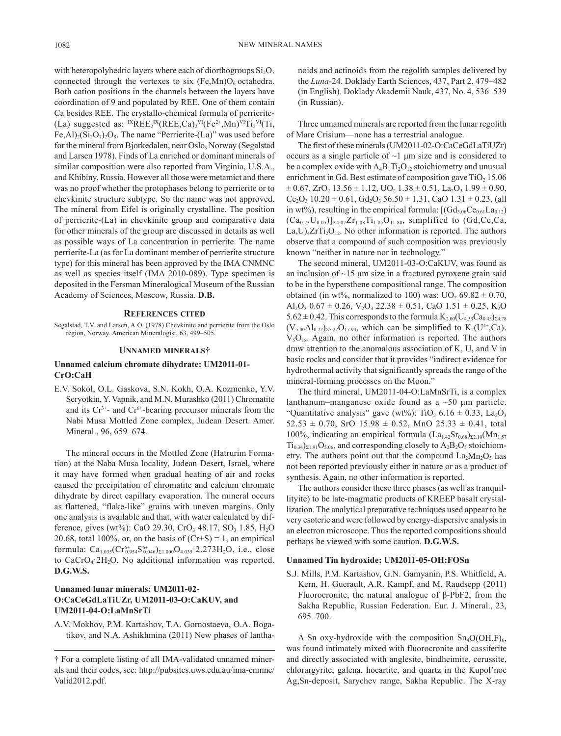with heteropolyhedric layers where each of diorthogroups $Si_2O_7$ connected through the vertexes to six $(Fe,Mn)O_6$ octahedra. Both cation positions in the channels between the layers have coordination of 9 and populated by REE. One of them contain Ca besides REE. The crystallo-chemical formula of perrierite-(La) suggested as: $^{IX}REE_2{}^{IX}(REE,Ca)_2{}^{VI}(Fe^{2+},Mn)^{VI}Ti_2{}^{VI}(Ti,Fe,Al)_2(Si_2O_7)_2O_8$. The name "Perrierite-(La)" was used before for the mineral from Bjorkedalen, near Oslo, Norway (Segalstad and Larsen 1978). Finds of La enriched or dominant minerals of similar composition were also reported from Virginia, U.S.A., and Khibiny, Russia. However all those were metamict and there was no proof whether the protophases belong to perrierite or to chevkinite structure subtype. So the name was not approved. The mineral from Eifel is originally crystalline. The position of perrierite-(La) in chevkinite group and comparative data for other minerals of the group are discussed in details as well as possible ways of La concentration in perrierite. The name perrierite-La (as for La dominant member of perrierite structure type) for this mineral has been approved by the IMA CNMNC as well as species itself (IMA 2010-089). Type specimen is deposited in the Fersman Mineralogical Museum of the Russian Academy of Sciences, Moscow, Russia. **D.B.**

## References cited

Segalstad, T.V. and Larsen, A.O. (1978) Chevkinite and perrierite from the Oslo region, Norway. American Mineralogist, 63, 499–505.

## Unnamed minerals†

### Unnamed calcium chromate dihydrate: UM2011-01-CrO:CaH

E.V. Sokol, O.L. Gaskova, S.N. Kokh, O.A. Kozmenko, Y.V. Seryotkin, Y. Vapnik, and M.N. Murashko (2011) Chromatite and its $Cr^{3+}$- and $Cr^{6+}$-bearing precursor minerals from the Nabi Musa Mottled Zone complex, Judean Desert. Amer. Mineral., 96, 659–674.

The mineral occurs in the Mottled Zone (Hatrurim Formation) at the Naba Musa locality, Judean Desert, Israel, where it may have formed when gradual heating of air and rocks caused the precipitation of chromatite and calcium chromate dihydrate by direct capillary evaporation. The mineral occurs as flattened, "flake-like" grains with uneven margins. Only one analysis is available and that, with water calculated by difference, gives (wt%): CaO 29.30, $CrO_3$ 48.17, $SO_3$ 1.85, $H_2O$ 20.68, total 100%, or, on the basis of (Cr+S) = 1, an empirical formula: $Ca_{1.035}(Cr^{6+}_{0.954}S^{6+}_{0.046})_{\Sigma 1.000}O_{4.035}\cdot 2.273H_2O$, i.e., close to $CaCrO_4\cdot 2H_2O$. No additional information was reported. **D.G.W.S.**

### Unnamed lunar minerals: UM2011-02-O:CaCeGdLaTiUZr, UM2011-03-O:CaKUV, and UM2011-04-O:LaMnSrTi

A.V. Mokhov, P.M. Kartashov, T.A. Gornostaeva, O.A. Bogatikov, and N.A. Ashikhmina (2011) New phases of lanthanoids and actinoids from the regolith samples delivered by the *Luna*-24. Doklady Earth Sciences, 437, Part 2, 479–482 (in English). Doklady Akademii Nauk, 437, No. 4, 536–539 (in Russian).

Three unnamed minerals are reported from the lunar regolith of Mare Crisium—none has a terrestrial analogue.

The first of these minerals (UM2011-02-O:CaCeGdLaTiUZr) occurs as a single particle of ~1 μm size and is considered to be a complex oxide with $A_4B_1Ti_2O_{12}$ stoichiometry and unusual enrichment in Gd. Best estimate of composition gave $TiO_2$ 15.06 ± 0.67, $ZrO_2$ 13.56 ± 1.12, $UO_2$ 1.38 ± 0.51, $La_2O_3$ 1.99 ± 0.90, $Ce_2O_3$ 10.20 ± 0.61, $Gd_2O_3$ 56.50 ± 1.31, CaO 1.31 ± 0.23, (all in wt%), resulting in the empirical formula: $[(Gd_{3.06}Ce_{0.61}La_{0.12})(Ca_{0.23}U_{0.05})]_{\Sigma 4.07}Zr_{1.08}Ti_{1.85}O_{11.88}$, simplified to $(Gd,Ce,Ca,La,U)_4ZrTi_2O_{12}$. No other information is reported. The authors observe that a compound of such composition was previously known "neither in nature nor in technology."

The second mineral, UM2011-03-O:CaKUV, was found as an inclusion of ~15 μm size in a fractured pyroxene grain said to be in the hypersthene compositional range. The composition obtained (in wt%, normalized to 100) was: $UO_2$ 69.82 ± 0.70, $Al_2O_3$ 0.67 ± 0.26, $V_2O_3$ 22.38 ± 0.51, CaO 1.51 ± 0.25, $K_2O$ 5.62 ± 0.42. This corresponds to the formula $K_{2.00}(U_{4.33}Ca_{0.45})_{\Sigma 4.78}(V_{5.00}Al_{0.22})_{\Sigma 5.22}O_{17.94}$, which can be simplified to $K_2(U^{4+},Ca)_5V_5O_{18}$. Again, no other information is reported. The authors draw attention to the anomalous association of K, U, and V in basic rocks and consider that it provides "indirect evidence for hydrothermal activity that significantly spreads the range of the mineral-forming processes on the Moon."

The third mineral, UM2011-04-O:LaMnSrTi, is a complex lanthanum–manganese oxide found as a ~50 μm particle. "Quantitative analysis" gave (wt%): $TiO_2$ 6.16 ± 0.33, $La_2O_3$ 52.53 ± 0.70, SrO 15.98 ± 0.52, MnO 25.33 ± 0.41, total 100%, indicating an empirical formula $(La_{1.42}Sr_{0.68})_{\Sigma 2.10}(Mn_{1.57}Ti_{0.34})_{\Sigma 1.91}O_{5.06}$, and corresponding closely to $A_2B_2O_5$ stoichiometry. The authors point out that the compound $La_2Mn_2O_5$ has not been reported previously either in nature or as a product of synthesis. Again, no other information is reported.

The authors consider these three phases (as well as tranquillityite) to be late-magmatic products of KREEP basalt crystallization. The analytical preparative techniques used appear to be very esoteric and were followed by energy-dispersive analysis in an electron microscope. Thus the reported compositions should perhaps be viewed with some caution. **D.G.W.S.**

### Unnamed Tin hydroxide: UM2011-05-OH:FOSn

S.J. Mills, P.M. Kartashov, G.N. Gamyanin, P.S. Whitfield, A. Kern, H. Guerault, A.R. Kampf, and M. Raudsepp (2011) Fluorocronite, the natural analogue of β-$PbF_2$, from the Sakha Republic, Russian Federation. Eur. J. Mineral., 23, 695–700.

A Sn oxy-hydroxide with the composition $Sn_4O(OH,F)_6$, was found intimately mixed with fluorocronite and cassiterite and directly associated with anglesite, bindheimite, cerussite, chlorargyrite, galena, hocartite, and quartz in the Kupol'noe Ag,Sn-deposit, Sarychev range, Sakha Republic. The X-ray

† For a complete listing of all IMA-validated unnamed minerals and their codes, see: http://pubsites.uws.edu.au/ima-cnmnc/Valid2012.pdf.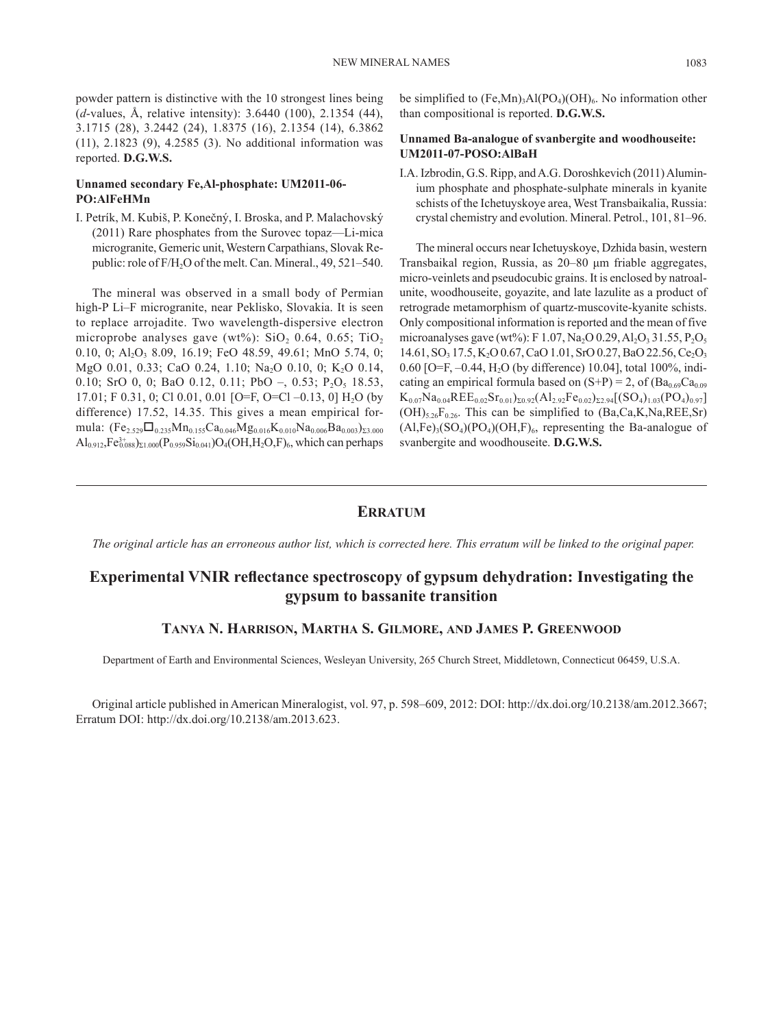powder pattern is distinctive with the 10 strongest lines being (*d*-values, Å, relative intensity): 3.6440 (100), 2.1354 (44), 3.1715 (28), 3.2442 (24), 1.8375 (16), 2.1354 (14), 6.3862 (11), 2.1823 (9), 4.2585 (3). No additional information was reported. **D.G.W.S.**

### Unnamed secondary Fe,Al-phosphate: UM2011-06-PO:AlFeHMn

I. Petrík, M. Kubiš, P. Konečný, I. Broska, and P. Malachovský (2011) Rare phosphates from the Surovec topaz—Li-mica microgranite, Gemeric unit, Western Carpathians, Slovak Republic: role of F/$H_2O$ of the melt. Can. Mineral., 49, 521–540.

The mineral was observed in a small body of Permian high-P Li–F microgranite, near Peklisko, Slovakia. It is seen to replace arrojadite. Two wavelength-dispersive electron microprobe analyses gave (wt%): $SiO_2$ 0.64, 0.65; $TiO_2$ 0.10, 0; $Al_2O_3$ 8.09, 16.19; FeO 48.59, 49.61; MnO 5.74, 0; MgO 0.01, 0.33; CaO 0.24, 1.10; $Na_2O$ 0.10, 0; $K_2O$ 0.14, 0.10; SrO 0, 0; BaO 0.12, 0.11; PbO –, 0.53; $P_2O_5$ 18.53, 17.01; F 0.31, 0; Cl 0.01, 0.01 [O=F, O=Cl –0.13, 0] $H_2O$ (by difference) 17.52, 14.35. This gives a mean empirical formula: $(Fe_{2.529}\square_{0.235}Mn_{0.155}Ca_{0.046}Mg_{0.016}K_{0.010}Na_{0.006}Ba_{0.003})_{\Sigma 3.000}$ $Al_{0.912},Fe^{3+}_{0.088})_{\Sigma 1.000}(P_{0.959}Si_{0.041})O_4(OH,H_2O,F)_6$, which can perhaps be simplified to $(Fe,Mn)_3Al(PO_4)(OH)_6$. No information other than compositional is reported. **D.G.W.S.**

### Unnamed Ba-analogue of svanbergite and woodhouseite: UM2011-07-POSO:AlBaH

I.A. Izbrodin, G.S. Ripp, and A.G. Doroshkevich (2011) Aluminium phosphate and phosphate-sulphate minerals in kyanite schists of the Ichetuyskoye area, West Transbaikalia, Russia: crystal chemistry and evolution. Mineral. Petrol., 101, 81–96.

The mineral occurs near Ichetuyskoye, Dzhida basin, western Transbaikal region, Russia, as 20–80 μm friable aggregates, micro-veinlets and pseudocubic grains. It is enclosed by natroalunite, woodhouseite, goyazite, and late lazulite as a product of retrograde metamorphism of quartz-muscovite-kyanite schists. Only compositional information is reported and the mean of five microanalyses gave (wt%): F 1.07, $Na_2O$ 0.29, $Al_2O_3$ 31.55, $P_2O_5$ 14.61, $SO_3$ 17.5, $K_2O$ 0.67, CaO 1.01, SrO 0.27, BaO 22.56, $Ce_2O_3$ 0.60 [O=F, –0.44, $H_2O$ (by difference) 10.04], total 100%, indicating an empirical formula based on (S+P) = 2, of $(Ba_{0.69}Ca_{0.09}K_{0.07}Na_{0.04}REE_{0.02}Sr_{0.01})_{\Sigma 0.92}(Al_{2.92}Fe_{0.02})_{\Sigma 2.94}[(SO_4)_{1.03}(PO_4)_{0.97}](OH)_{5.26}F_{0.26}$. This can be simplified to $(Ba,Ca,K,Na,REE,Sr)(Al,Fe)_3(SO_4)(PO_4)(OH,F)_6$, representing the Ba-analogue of svanbergite and woodhouseite. **D.G.W.S.**

## Erratum

*The original article has an erroneous author list, which is corrected here. This erratum will be linked to the original paper.*

## Experimental VNIR reflectance spectroscopy of gypsum dehydration: Investigating the gypsum to bassanite transition

**Tanya N. Harrison, Martha S. Gilmore, and James P. Greenwood**

Department of Earth and Environmental Sciences, Wesleyan University, 265 Church Street, Middletown, Connecticut 06459, U.S.A.

Original article published in American Mineralogist, vol. 97, p. 598–609, 2012: DOI: http://dx.doi.org/10.2138/am.2012.3667; Erratum DOI: http://dx.doi.org/10.2138/am.2013.623.